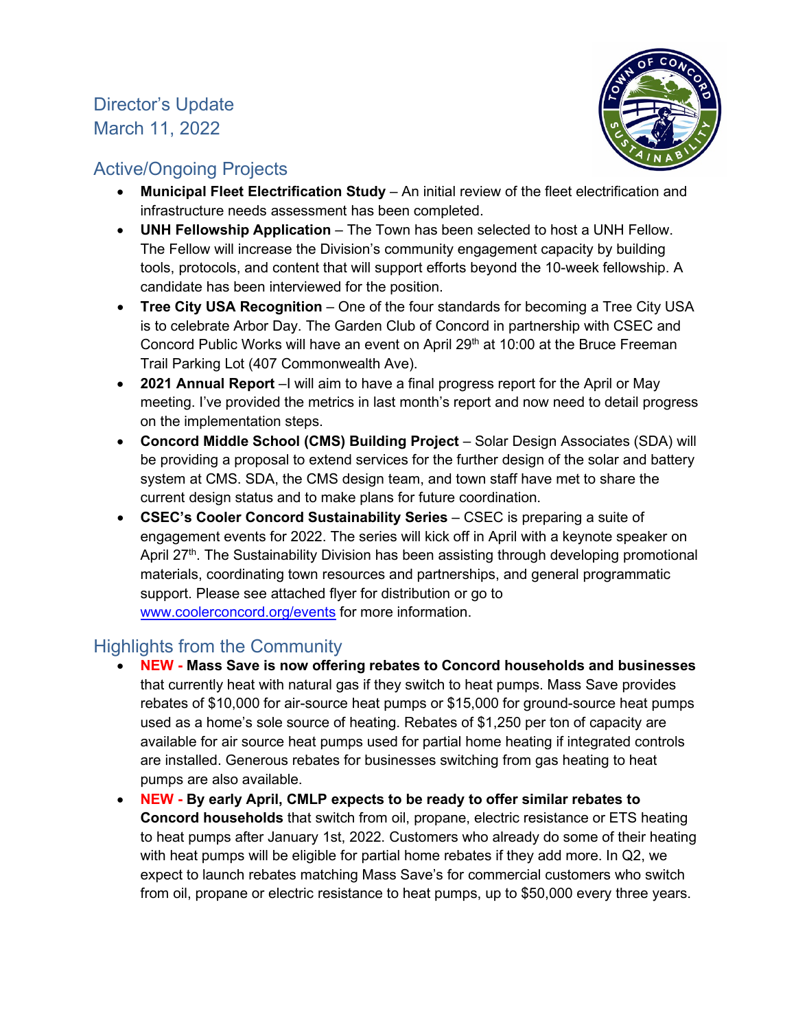# Director's Update
March 11, 2022

## Active/Ongoing Projects

- **Municipal Fleet Electrification Study** – An initial review of the fleet electrification and infrastructure needs assessment has been completed.
- **UNH Fellowship Application** – The Town has been selected to host a UNH Fellow. The Fellow will increase the Division's community engagement capacity by building tools, protocols, and content that will support efforts beyond the 10-week fellowship. A candidate has been interviewed for the position.
- **Tree City USA Recognition** – One of the four standards for becoming a Tree City USA is to celebrate Arbor Day. The Garden Club of Concord in partnership with CSEC and Concord Public Works will have an event on April 29th at 10:00 at the Bruce Freeman Trail Parking Lot (407 Commonwealth Ave).
- **2021 Annual Report** –I will aim to have a final progress report for the April or May meeting. I've provided the metrics in last month's report and now need to detail progress on the implementation steps.
- **Concord Middle School (CMS) Building Project** – Solar Design Associates (SDA) will be providing a proposal to extend services for the further design of the solar and battery system at CMS. SDA, the CMS design team, and town staff have met to share the current design status and to make plans for future coordination.
- **CSEC's Cooler Concord Sustainability Series** – CSEC is preparing a suite of engagement events for 2022. The series will kick off in April with a keynote speaker on April 27th. The Sustainability Division has been assisting through developing promotional materials, coordinating town resources and partnerships, and general programmatic support. Please see attached flyer for distribution or go to [www.coolerconcord.org/events](http://www.coolerconcord.org/events) for more information.

## Highlights from the Community

- NEW - **Mass Save is now offering rebates to Concord households and businesses** that currently heat with natural gas if they switch to heat pumps. Mass Save provides rebates of $10,000 for air-source heat pumps or $15,000 for ground-source heat pumps used as a home's sole source of heating. Rebates of $1,250 per ton of capacity are available for air source heat pumps used for partial home heating if integrated controls are installed. Generous rebates for businesses switching from gas heating to heat pumps are also available.
- NEW - **By early April, CMLP expects to be ready to offer similar rebates to Concord households** that switch from oil, propane, electric resistance or ETS heating to heat pumps after January 1st, 2022. Customers who already do some of their heating with heat pumps will be eligible for partial home rebates if they add more. In Q2, we expect to launch rebates matching Mass Save's for commercial customers who switch from oil, propane or electric resistance to heat pumps, up to $50,000 every three years.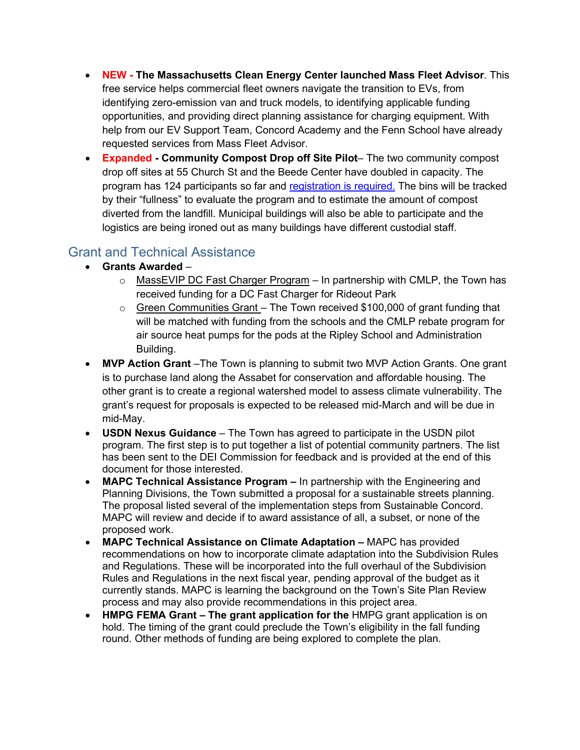- **NEW - The Massachusetts Clean Energy Center launched Mass Fleet Advisor**. This free service helps commercial fleet owners navigate the transition to EVs, from identifying zero-emission van and truck models, to identifying applicable funding opportunities, and providing direct planning assistance for charging equipment. With help from our EV Support Team, Concord Academy and the Fenn School have already requested services from Mass Fleet Advisor.
- **Expanded - Community Compost Drop off Site Pilot**– The two community compost drop off sites at 55 Church St and the Beede Center have doubled in capacity. The program has 124 participants so far and registration is required. The bins will be tracked by their "fullness" to evaluate the program and to estimate the amount of compost diverted from the landfill. Municipal buildings will also be able to participate and the logistics are being ironed out as many buildings have different custodial staff.

## Grant and Technical Assistance

- **Grants Awarded** –
  - MassEVIP DC Fast Charger Program – In partnership with CMLP, the Town has received funding for a DC Fast Charger for Rideout Park
  - Green Communities Grant – The Town received $100,000 of grant funding that will be matched with funding from the schools and the CMLP rebate program for air source heat pumps for the pods at the Ripley School and Administration Building.
- **MVP Action Grant** –The Town is planning to submit two MVP Action Grants. One grant is to purchase land along the Assabet for conservation and affordable housing. The other grant is to create a regional watershed model to assess climate vulnerability. The grant's request for proposals is expected to be released mid-March and will be due in mid-May.
- **USDN Nexus Guidance** – The Town has agreed to participate in the USDN pilot program. The first step is to put together a list of potential community partners. The list has been sent to the DEI Commission for feedback and is provided at the end of this document for those interested.
- **MAPC Technical Assistance Program –** In partnership with the Engineering and Planning Divisions, the Town submitted a proposal for a sustainable streets planning. The proposal listed several of the implementation steps from Sustainable Concord. MAPC will review and decide if to award assistance of all, a subset, or none of the proposed work.
- **MAPC Technical Assistance on Climate Adaptation –** MAPC has provided recommendations on how to incorporate climate adaptation into the Subdivision Rules and Regulations. These will be incorporated into the full overhaul of the Subdivision Rules and Regulations in the next fiscal year, pending approval of the budget as it currently stands. MAPC is learning the background on the Town's Site Plan Review process and may also provide recommendations in this project area.
- **HMPG FEMA Grant – The grant application for the** HMPG grant application is on hold. The timing of the grant could preclude the Town's eligibility in the fall funding round. Other methods of funding are being explored to complete the plan.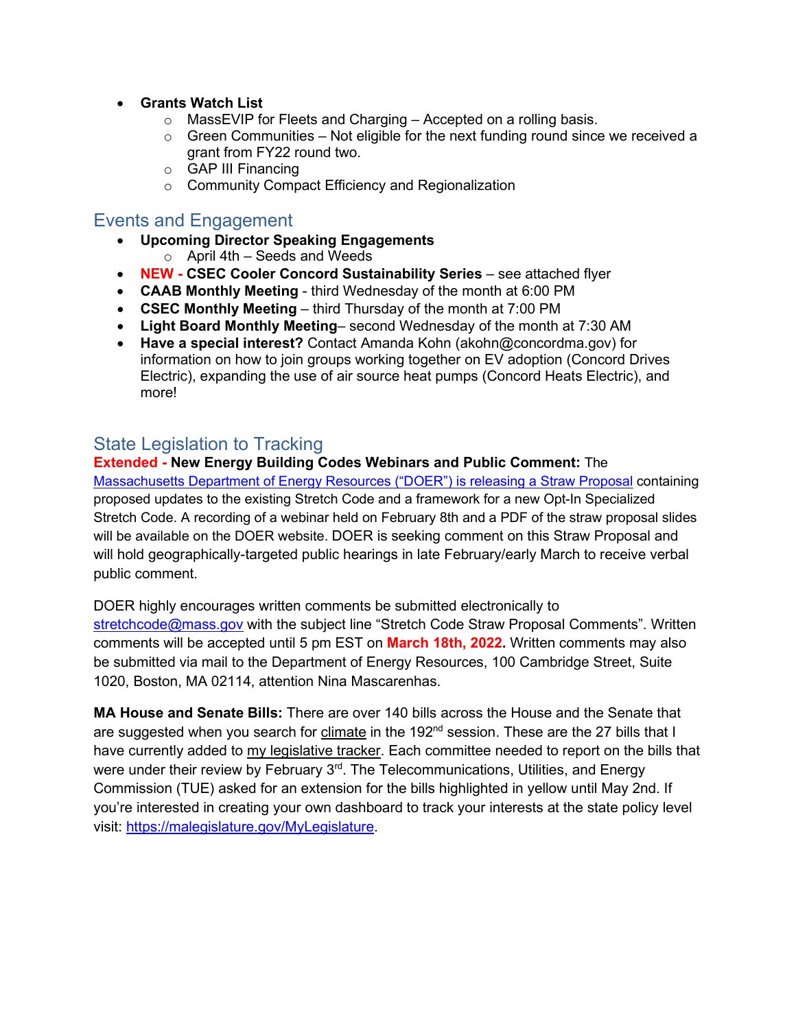- **Grants Watch List**
  - MassEVIP for Fleets and Charging – Accepted on a rolling basis.
  - Green Communities – Not eligible for the next funding round since we received a grant from FY22 round two.
  - GAP III Financing
  - Community Compact Efficiency and Regionalization

## Events and Engagement

- **Upcoming Director Speaking Engagements**
  - April 4th – Seeds and Weeds
- **NEW - CSEC Cooler Concord Sustainability Series** – see attached flyer
- **CAAB Monthly Meeting** - third Wednesday of the month at 6:00 PM
- **CSEC Monthly Meeting** – third Thursday of the month at 7:00 PM
- **Light Board Monthly Meeting**– second Wednesday of the month at 7:30 AM
- **Have a special interest?** Contact Amanda Kohn (akohn@concordma.gov) for information on how to join groups working together on EV adoption (Concord Drives Electric), expanding the use of air source heat pumps (Concord Heats Electric), and more!

## State Legislation to Tracking

**Extended - New Energy Building Codes Webinars and Public Comment:** The Massachusetts Department of Energy Resources ("DOER") is releasing a Straw Proposal containing proposed updates to the existing Stretch Code and a framework for a new Opt-In Specialized Stretch Code. A recording of a webinar held on February 8th and a PDF of the straw proposal slides will be available on the DOER website. DOER is seeking comment on this Straw Proposal and will hold geographically-targeted public hearings in late February/early March to receive verbal public comment.

DOER highly encourages written comments be submitted electronically to stretchcode@mass.gov with the subject line "Stretch Code Straw Proposal Comments". Written comments will be accepted until 5 pm EST on **March 18th, 2022.** Written comments may also be submitted via mail to the Department of Energy Resources, 100 Cambridge Street, Suite 1020, Boston, MA 02114, attention Nina Mascarenhas.

**MA House and Senate Bills:** There are over 140 bills across the House and the Senate that are suggested when you search for climate in the 192nd session. These are the 27 bills that I have currently added to my legislative tracker. Each committee needed to report on the bills that were under their review by February 3rd. The Telecommunications, Utilities, and Energy Commission (TUE) asked for an extension for the bills highlighted in yellow until May 2nd. If you're interested in creating your own dashboard to track your interests at the state policy level visit: https://malegislature.gov/MyLegislature.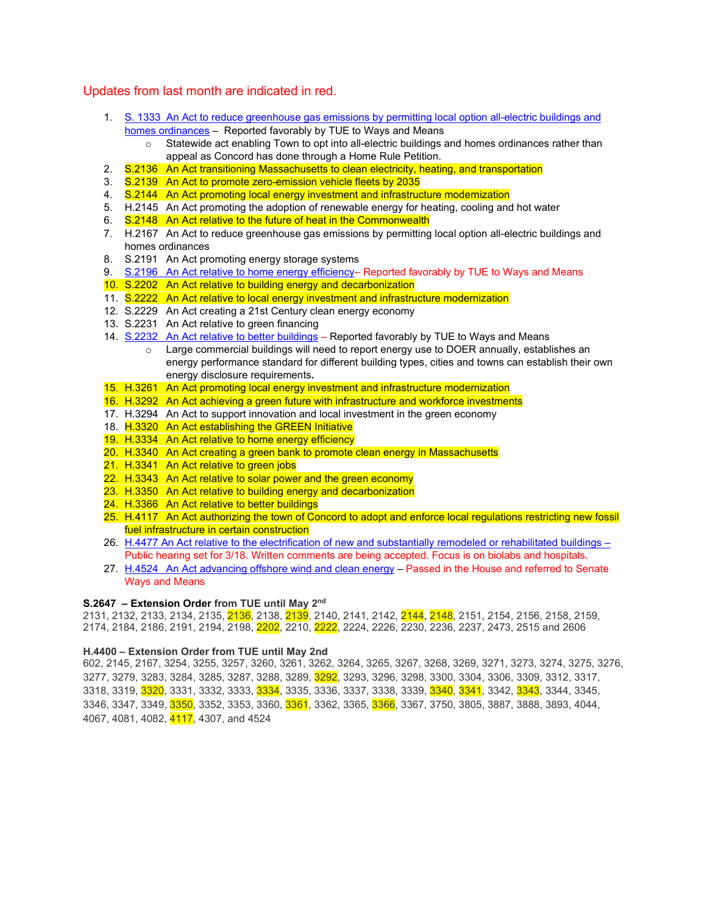Updates from last month are indicated in red.

1. S. 1333 An Act to reduce greenhouse gas emissions by permitting local option all-electric buildings and homes ordinances – Reported favorably by TUE to Ways and Means
   - Statewide act enabling Town to opt into all-electric buildings and homes ordinances rather than appeal as Concord has done through a Home Rule Petition.
2. S.2136 An Act transitioning Massachusetts to clean electricity, heating, and transportation
3. S.2139 An Act to promote zero-emission vehicle fleets by 2035
4. S.2144 An Act promoting local energy investment and infrastructure modernization
5. H.2145 An Act promoting the adoption of renewable energy for heating, cooling and hot water
6. S.2148 An Act relative to the future of heat in the Commonwealth
7. H.2167 An Act to reduce greenhouse gas emissions by permitting local option all-electric buildings and homes ordinances
8. S.2191 An Act promoting energy storage systems
9. S.2196 An Act relative to home energy efficiency– Reported favorably by TUE to Ways and Means
10. S.2202 An Act relative to building energy and decarbonization
11. S.2222 An Act relative to local energy investment and infrastructure modernization
12. S.2229 An Act creating a 21st Century clean energy economy
13. S.2231 An Act relative to green financing
14. S.2232 An Act relative to better buildings – Reported favorably by TUE to Ways and Means
    - Large commercial buildings will need to report energy use to DOER annually, establishes an energy performance standard for different building types, cities and towns can establish their own energy disclosure requirements.
15. H.3261 An Act promoting local energy investment and infrastructure modernization
16. H.3292 An Act achieving a green future with infrastructure and workforce investments
17. H.3294 An Act to support innovation and local investment in the green economy
18. H.3320 An Act establishing the GREEN Initiative
19. H.3334 An Act relative to home energy efficiency
20. H.3340 An Act creating a green bank to promote clean energy in Massachusetts
21. H.3341 An Act relative to green jobs
22. H.3343 An Act relative to solar power and the green economy
23. H.3350 An Act relative to building energy and decarbonization
24. H.3366 An Act relative to better buildings
25. H.4117 An Act authorizing the town of Concord to adopt and enforce local regulations restricting new fossil fuel infrastructure in certain construction
26. H.4477 An Act relative to the electrification of new and substantially remodeled or rehabilitated buildings – Public hearing set for 3/18. Written comments are being accepted. Focus is on biolabs and hospitals.
27. H.4524 An Act advancing offshore wind and clean energy – Passed in the House and referred to Senate Ways and Means

**S.2647 – Extension Order from TUE until May 2nd**

2131, 2132, 2133, 2134, 2135, 2136, 2138, 2139, 2140, 2141, 2142, 2144, 2148, 2151, 2154, 2156, 2158, 2159, 2174, 2184, 2186, 2191, 2194, 2198, 2202, 2210, 2222, 2224, 2226, 2230, 2236, 2237, 2473, 2515 and 2606

**H.4400 – Extension Order from TUE until May 2nd**

602, 2145, 2167, 3254, 3255, 3257, 3260, 3261, 3262, 3264, 3265, 3267, 3268, 3269, 3271, 3273, 3274, 3275, 3276, 3277, 3279, 3283, 3284, 3285, 3287, 3288, 3289, 3292, 3293, 3296, 3298, 3300, 3304, 3306, 3309, 3312, 3317, 3318, 3319, 3320, 3331, 3332, 3333, 3334, 3335, 3336, 3337, 3338, 3339, 3340, 3341, 3342, 3343, 3344, 3345, 3346, 3347, 3349, 3350, 3352, 3353, 3360, 3361, 3362, 3365, 3366, 3367, 3750, 3805, 3887, 3888, 3893, 4044, 4067, 4081, 4082, 4117, 4307, and 4524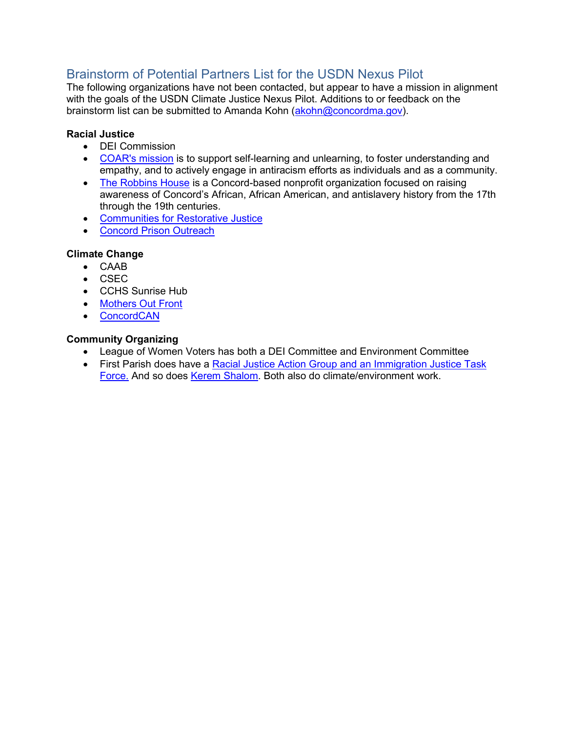## Brainstorm of Potential Partners List for the USDN Nexus Pilot

The following organizations have not been contacted, but appear to have a mission in alignment with the goals of the USDN Climate Justice Nexus Pilot. Additions to or feedback on the brainstorm list can be submitted to Amanda Kohn (akohn@concordma.gov).

**Racial Justice**

- DEI Commission
- COAR's mission is to support self-learning and unlearning, to foster understanding and empathy, and to actively engage in antiracism efforts as individuals and as a community.
- The Robbins House is a Concord-based nonprofit organization focused on raising awareness of Concord's African, African American, and antislavery history from the 17th through the 19th centuries.
- Communities for Restorative Justice
- Concord Prison Outreach

**Climate Change**

- CAAB
- CSEC
- CCHS Sunrise Hub
- Mothers Out Front
- ConcordCAN

**Community Organizing**

- League of Women Voters has both a DEI Committee and Environment Committee
- First Parish does have a Racial Justice Action Group and an Immigration Justice Task Force. And so does Kerem Shalom. Both also do climate/environment work.